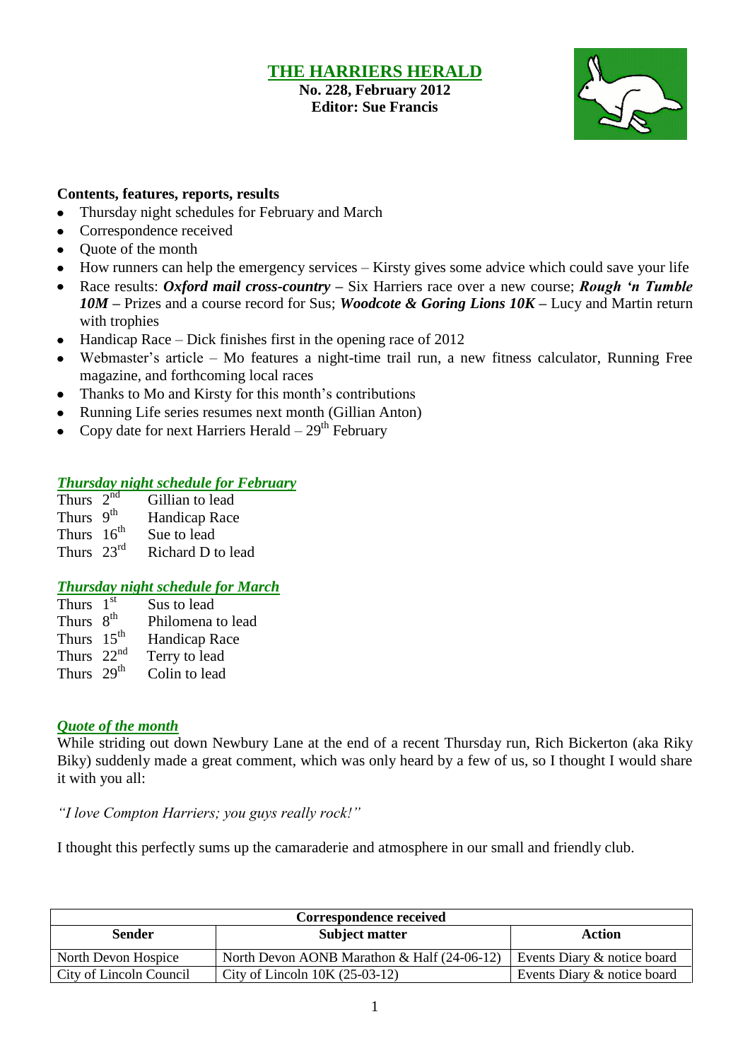# THE HARRIERS HERALD

**No. 228, February 2012**
**Editor: Sue Francis**

**Contents, features, reports, results**

- Thursday night schedules for February and March
- Correspondence received
- Quote of the month
- How runners can help the emergency services – Kirsty gives some advice which could save your life
- Race results: ***Oxford mail cross-country*** **–** Six Harriers race over a new course; ***Rough 'n Tumble 10M*** **–** Prizes and a course record for Sus; ***Woodcote & Goring Lions 10K*** **–** Lucy and Martin return with trophies
- Handicap Race – Dick finishes first in the opening race of 2012
- Webmaster's article – Mo features a night-time trail run, a new fitness calculator, Running Free magazine, and forthcoming local races
- Thanks to Mo and Kirsty for this month's contributions
- Running Life series resumes next month (Gillian Anton)
- Copy date for next Harriers Herald – 29th February

## *Thursday night schedule for February*

Thurs 2nd Gillian to lead
Thurs 9th Handicap Race
Thurs 16th Sue to lead
Thurs 23rd Richard D to lead

## *Thursday night schedule for March*

Thurs 1st Sus to lead
Thurs 8th Philomena to lead
Thurs 15th Handicap Race
Thurs 22nd Terry to lead
Thurs 29th Colin to lead

## *Quote of the month*

While striding out down Newbury Lane at the end of a recent Thursday run, Rich Bickerton (aka Riky Biky) suddenly made a great comment, which was only heard by a few of us, so I thought I would share it with you all:

*"I love Compton Harriers; you guys really rock!"*

I thought this perfectly sums up the camaraderie and atmosphere in our small and friendly club.

| Correspondence received | | |
|---|---|---|
| **Sender** | **Subject matter** | **Action** |
| North Devon Hospice | North Devon AONB Marathon & Half (24-06-12) | Events Diary & notice board |
| City of Lincoln Council | City of Lincoln 10K (25-03-12) | Events Diary & notice board |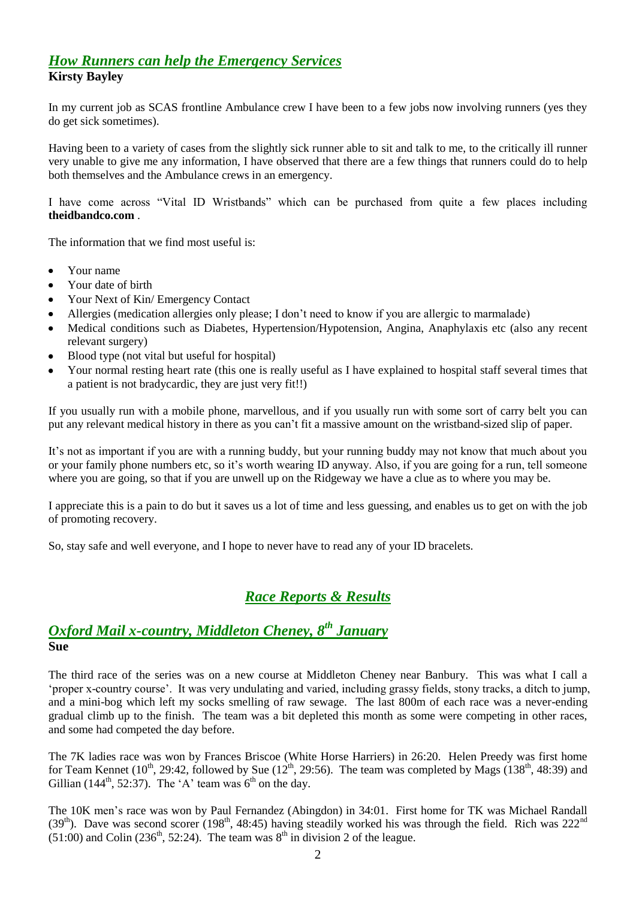## *How Runners can help the Emergency Services*

**Kirsty Bayley**

In my current job as SCAS frontline Ambulance crew I have been to a few jobs now involving runners (yes they do get sick sometimes).

Having been to a variety of cases from the slightly sick runner able to sit and talk to me, to the critically ill runner very unable to give me any information, I have observed that there are a few things that runners could do to help both themselves and the Ambulance crews in an emergency.

I have come across "Vital ID Wristbands" which can be purchased from quite a few places including **theidbandco.com** .

The information that we find most useful is:

- Your name
- Your date of birth
- Your Next of Kin/ Emergency Contact
- Allergies (medication allergies only please; I don't need to know if you are allergic to marmalade)
- Medical conditions such as Diabetes, Hypertension/Hypotension, Angina, Anaphylaxis etc (also any recent relevant surgery)
- Blood type (not vital but useful for hospital)
- Your normal resting heart rate (this one is really useful as I have explained to hospital staff several times that a patient is not bradycardic, they are just very fit!!)

If you usually run with a mobile phone, marvellous, and if you usually run with some sort of carry belt you can put any relevant medical history in there as you can't fit a massive amount on the wristband-sized slip of paper.

It's not as important if you are with a running buddy, but your running buddy may not know that much about you or your family phone numbers etc, so it's worth wearing ID anyway. Also, if you are going for a run, tell someone where you are going, so that if you are unwell up on the Ridgeway we have a clue as to where you may be.

I appreciate this is a pain to do but it saves us a lot of time and less guessing, and enables us to get on with the job of promoting recovery.

So, stay safe and well everyone, and I hope to never have to read any of your ID bracelets.

# *Race Reports & Results*

## *Oxford Mail x-country, Middleton Cheney, 8th January*

**Sue**

The third race of the series was on a new course at Middleton Cheney near Banbury. This was what I call a 'proper x-country course'. It was very undulating and varied, including grassy fields, stony tracks, a ditch to jump, and a mini-bog which left my socks smelling of raw sewage. The last 800m of each race was a never-ending gradual climb up to the finish. The team was a bit depleted this month as some were competing in other races, and some had competed the day before.

The 7K ladies race was won by Frances Briscoe (White Horse Harriers) in 26:20. Helen Preedy was first home for Team Kennet (10th, 29:42, followed by Sue (12th, 29:56). The team was completed by Mags (138th, 48:39) and Gillian (144th, 52:37). The 'A' team was 6th on the day.

The 10K men's race was won by Paul Fernandez (Abingdon) in 34:01. First home for TK was Michael Randall (39th). Dave was second scorer (198th, 48:45) having steadily worked his was through the field. Rich was 222nd (51:00) and Colin (236th, 52:24). The team was 8th in division 2 of the league.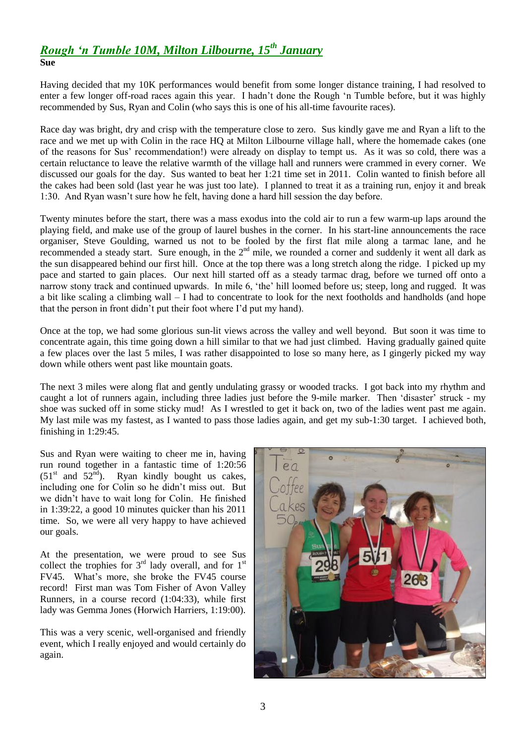## *Rough 'n Tumble 10M, Milton Lilbourne, 15th January*

**Sue**

Having decided that my 10K performances would benefit from some longer distance training, I had resolved to enter a few longer off-road races again this year. I hadn't done the Rough 'n Tumble before, but it was highly recommended by Sus, Ryan and Colin (who says this is one of his all-time favourite races).

Race day was bright, dry and crisp with the temperature close to zero. Sus kindly gave me and Ryan a lift to the race and we met up with Colin in the race HQ at Milton Lilbourne village hall, where the homemade cakes (one of the reasons for Sus' recommendation!) were already on display to tempt us. As it was so cold, there was a certain reluctance to leave the relative warmth of the village hall and runners were crammed in every corner. We discussed our goals for the day. Sus wanted to beat her 1:21 time set in 2011. Colin wanted to finish before all the cakes had been sold (last year he was just too late). I planned to treat it as a training run, enjoy it and break 1:30. And Ryan wasn't sure how he felt, having done a hard hill session the day before.

Twenty minutes before the start, there was a mass exodus into the cold air to run a few warm-up laps around the playing field, and make use of the group of laurel bushes in the corner. In his start-line announcements the race organiser, Steve Goulding, warned us not to be fooled by the first flat mile along a tarmac lane, and he recommended a steady start. Sure enough, in the 2nd mile, we rounded a corner and suddenly it went all dark as the sun disappeared behind our first hill. Once at the top there was a long stretch along the ridge. I picked up my pace and started to gain places. Our next hill started off as a steady tarmac drag, before we turned off onto a narrow stony track and continued upwards. In mile 6, 'the' hill loomed before us; steep, long and rugged. It was a bit like scaling a climbing wall – I had to concentrate to look for the next footholds and handholds (and hope that the person in front didn't put their foot where I'd put my hand).

Once at the top, we had some glorious sun-lit views across the valley and well beyond. But soon it was time to concentrate again, this time going down a hill similar to that we had just climbed. Having gradually gained quite a few places over the last 5 miles, I was rather disappointed to lose so many here, as I gingerly picked my way down while others went past like mountain goats.

The next 3 miles were along flat and gently undulating grassy or wooded tracks. I got back into my rhythm and caught a lot of runners again, including three ladies just before the 9-mile marker. Then 'disaster' struck - my shoe was sucked off in some sticky mud! As I wrestled to get it back on, two of the ladies went past me again. My last mile was my fastest, as I wanted to pass those ladies again, and get my sub-1:30 target. I achieved both, finishing in 1:29:45.

Sus and Ryan were waiting to cheer me in, having run round together in a fantastic time of 1:20:56 (51st and 52nd). Ryan kindly bought us cakes, including one for Colin so he didn't miss out. But we didn't have to wait long for Colin. He finished in 1:39:22, a good 10 minutes quicker than his 2011 time. So, we were all very happy to have achieved our goals.

At the presentation, we were proud to see Sus collect the trophies for 3rd lady overall, and for 1st FV45. What's more, she broke the FV45 course record! First man was Tom Fisher of Avon Valley Runners, in a course record (1:04:33), while first lady was Gemma Jones (Horwich Harriers, 1:19:00).

This was a very scenic, well-organised and friendly event, which I really enjoyed and would certainly do again.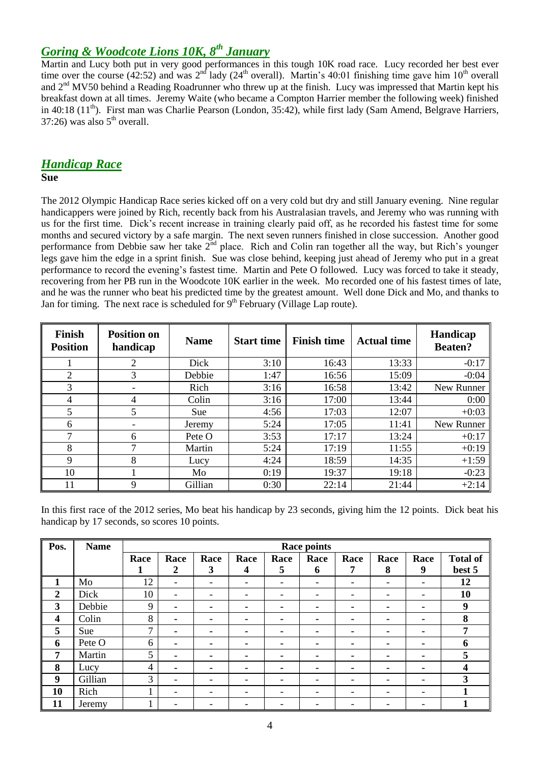## *Goring & Woodcote Lions 10K, 8th January*

Martin and Lucy both put in very good performances in this tough 10K road race. Lucy recorded her best ever time over the course (42:52) and was 2nd lady (24th overall). Martin's 40:01 finishing time gave him 10th overall and 2nd MV50 behind a Reading Roadrunner who threw up at the finish. Lucy was impressed that Martin kept his breakfast down at all times. Jeremy Waite (who became a Compton Harrier member the following week) finished in 40:18 (11th). First man was Charlie Pearson (London, 35:42), while first lady (Sam Amend, Belgrave Harriers, 37:26) was also 5th overall.

## *Handicap Race*

**Sue**

The 2012 Olympic Handicap Race series kicked off on a very cold but dry and still January evening. Nine regular handicappers were joined by Rich, recently back from his Australasian travels, and Jeremy who was running with us for the first time. Dick's recent increase in training clearly paid off, as he recorded his fastest time for some months and secured victory by a safe margin. The next seven runners finished in close succession. Another good performance from Debbie saw her take 2nd place. Rich and Colin ran together all the way, but Rich's younger legs gave him the edge in a sprint finish. Sue was close behind, keeping just ahead of Jeremy who put in a great performance to record the evening's fastest time. Martin and Pete O followed. Lucy was forced to take it steady, recovering from her PB run in the Woodcote 10K earlier in the week. Mo recorded one of his fastest times of late, and he was the runner who beat his predicted time by the greatest amount. Well done Dick and Mo, and thanks to Jan for timing. The next race is scheduled for 9th February (Village Lap route).

| Finish Position | Position on handicap | Name | Start time | Finish time | Actual time | Handicap Beaten? |
|---|---|---|---|---|---|---|
| 1 | 2 | Dick | 3:10 | 16:43 | 13:33 | -0:17 |
| 2 | 3 | Debbie | 1:47 | 16:56 | 15:09 | -0:04 |
| 3 | - | Rich | 3:16 | 16:58 | 13:42 | New Runner |
| 4 | 4 | Colin | 3:16 | 17:00 | 13:44 | 0:00 |
| 5 | 5 | Sue | 4:56 | 17:03 | 12:07 | +0:03 |
| 6 | - | Jeremy | 5:24 | 17:05 | 11:41 | New Runner |
| 7 | 6 | Pete O | 3:53 | 17:17 | 13:24 | +0:17 |
| 8 | 7 | Martin | 5:24 | 17:19 | 11:55 | +0:19 |
| 9 | 8 | Lucy | 4:24 | 18:59 | 14:35 | +1:59 |
| 10 | 1 | Mo | 0:19 | 19:37 | 19:18 | -0:23 |
| 11 | 9 | Gillian | 0:30 | 22:14 | 21:44 | +2:14 |

In this first race of the 2012 series, Mo beat his handicap by 23 seconds, giving him the 12 points. Dick beat his handicap by 17 seconds, so scores 10 points.

| Pos. | Name | Race points | | | | | | | | | |
|---|---|---|---|---|---|---|---|---|---|---|---|
| | | Race 1 | Race 2 | Race 3 | Race 4 | Race 5 | Race 6 | Race 7 | Race 8 | Race 9 | Total of best 5 |
| **1** | Mo | 12 | - | - | - | - | - | - | - | - | **12** |
| **2** | Dick | 10 | - | - | - | - | - | - | - | - | **10** |
| **3** | Debbie | 9 | - | - | - | - | - | - | - | - | **9** |
| **4** | Colin | 8 | - | - | - | - | - | - | - | - | **8** |
| **5** | Sue | 7 | - | - | - | - | - | - | - | - | **7** |
| **6** | Pete O | 6 | - | - | - | - | - | - | - | - | **6** |
| **7** | Martin | 5 | - | - | - | - | - | - | - | - | **5** |
| **8** | Lucy | 4 | - | - | - | - | - | - | - | - | **4** |
| **9** | Gillian | 3 | - | - | - | - | - | - | - | - | **3** |
| **10** | Rich | 1 | - | - | - | - | - | - | - | - | **1** |
| **11** | Jeremy | 1 | - | - | - | - | - | - | - | - | **1** |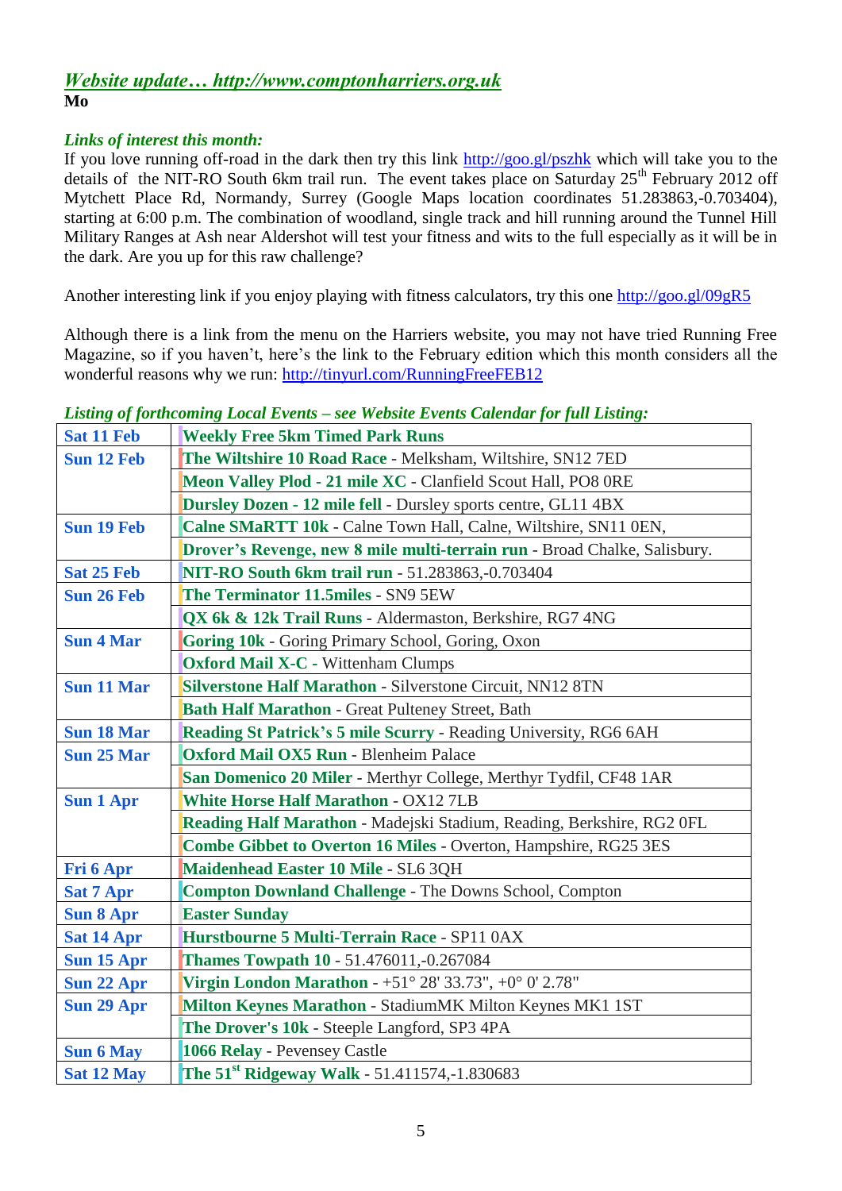## *Website update… http://www.comptonharriers.org.uk*

**Mo**

***Links of interest this month:***

If you love running off-road in the dark then try this link http://goo.gl/pszhk which will take you to the details of the NIT-RO South 6km trail run. The event takes place on Saturday 25th February 2012 off Mytchett Place Rd, Normandy, Surrey (Google Maps location coordinates 51.283863,-0.703404), starting at 6:00 p.m. The combination of woodland, single track and hill running around the Tunnel Hill Military Ranges at Ash near Aldershot will test your fitness and wits to the full especially as it will be in the dark. Are you up for this raw challenge?

Another interesting link if you enjoy playing with fitness calculators, try this one http://goo.gl/09gR5

Although there is a link from the menu on the Harriers website, you may not have tried Running Free Magazine, so if you haven't, here's the link to the February edition which this month considers all the wonderful reasons why we run: http://tinyurl.com/RunningFreeFEB12

***Listing of forthcoming Local Events – see Website Events Calendar for full Listing:***

| | |
|---|---|
| **Sat 11 Feb** | **Weekly Free 5km Timed Park Runs** |
| **Sun 12 Feb** | **The Wiltshire 10 Road Race** - Melksham, Wiltshire, SN12 7ED |
| | **Meon Valley Plod - 21 mile XC** - Clanfield Scout Hall, PO8 0RE |
| | **Dursley Dozen - 12 mile fell** - Dursley sports centre, GL11 4BX |
| **Sun 19 Feb** | **Calne SMaRTT 10k** - Calne Town Hall, Calne, Wiltshire, SN11 0EN, |
| | **Drover's Revenge, new 8 mile multi-terrain run** - Broad Chalke, Salisbury. |
| **Sat 25 Feb** | **NIT-RO South 6km trail run** - 51.283863,-0.703404 |
| **Sun 26 Feb** | **The Terminator 11.5miles** - SN9 5EW |
| | **QX 6k & 12k Trail Runs** - Aldermaston, Berkshire, RG7 4NG |
| **Sun 4 Mar** | **Goring 10k** - Goring Primary School, Goring, Oxon |
| | **Oxford Mail X-C** - Wittenham Clumps |
| **Sun 11 Mar** | **Silverstone Half Marathon** - Silverstone Circuit, NN12 8TN |
| | **Bath Half Marathon** - Great Pulteney Street, Bath |
| **Sun 18 Mar** | **Reading St Patrick's 5 mile Scurry** - Reading University, RG6 6AH |
| **Sun 25 Mar** | **Oxford Mail OX5 Run** - Blenheim Palace |
| | **San Domenico 20 Miler** - Merthyr College, Merthyr Tydfil, CF48 1AR |
| **Sun 1 Apr** | **White Horse Half Marathon** - OX12 7LB |
| | **Reading Half Marathon** - Madejski Stadium, Reading, Berkshire, RG2 0FL |
| | **Combe Gibbet to Overton 16 Miles** - Overton, Hampshire, RG25 3ES |
| **Fri 6 Apr** | **Maidenhead Easter 10 Mile** - SL6 3QH |
| **Sat 7 Apr** | **Compton Downland Challenge** - The Downs School, Compton |
| **Sun 8 Apr** | **Easter Sunday** |
| **Sat 14 Apr** | **Hurstbourne 5 Multi-Terrain Race** - SP11 0AX |
| **Sun 15 Apr** | **Thames Towpath 10** - 51.476011,-0.267084 |
| **Sun 22 Apr** | **Virgin London Marathon** - +51° 28' 33.73", +0° 0' 2.78" |
| **Sun 29 Apr** | **Milton Keynes Marathon** - StadiumMK Milton Keynes MK1 1ST |
| | **The Drover's 10k** - Steeple Langford, SP3 4PA |
| **Sun 6 May** | **1066 Relay** - Pevensey Castle |
| **Sat 12 May** | **The 51st Ridgeway Walk** - 51.411574,-1.830683 |